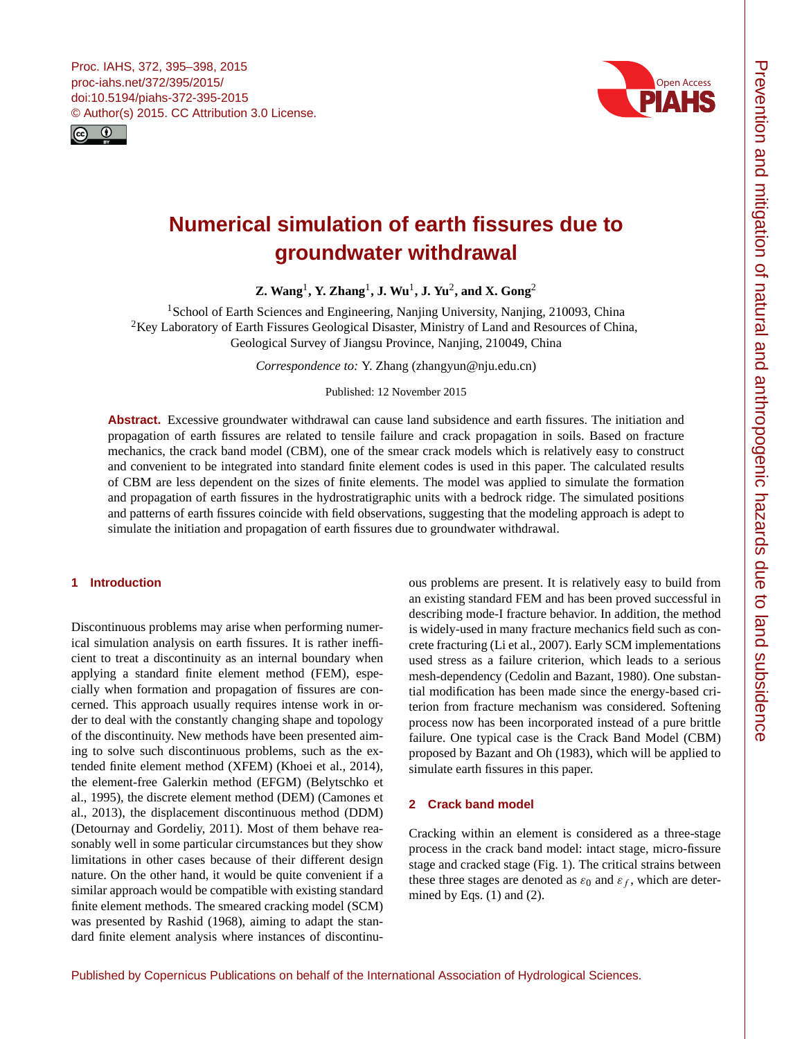# Numerical simulation of earth fissures due to groundwater withdrawal

**Z. Wang[1], Y. Zhang[1], J. Wu[1], J. Yu[2], and X. Gong[2]**

[1]School of Earth Sciences and Engineering, Nanjing University, Nanjing, 210093, China
[2]Key Laboratory of Earth Fissures Geological Disaster, Ministry of Land and Resources of China, Geological Survey of Jiangsu Province, Nanjing, 210049, China

*Correspondence to:* Y. Zhang (zhangyun@nju.edu.cn)

Published: 12 November 2015

**Abstract.** Excessive groundwater withdrawal can cause land subsidence and earth fissures. The initiation and propagation of earth fissures are related to tensile failure and crack propagation in soils. Based on fracture mechanics, the crack band model (CBM), one of the smear crack models which is relatively easy to construct and convenient to be integrated into standard finite element codes is used in this paper. The calculated results of CBM are less dependent on the sizes of finite elements. The model was applied to simulate the formation and propagation of earth fissures in the hydrostratigraphic units with a bedrock ridge. The simulated positions and patterns of earth fissures coincide with field observations, suggesting that the modeling approach is adept to simulate the initiation and propagation of earth fissures due to groundwater withdrawal.

## 1 Introduction

Discontinuous problems may arise when performing numerical simulation analysis on earth fissures. It is rather inefficient to treat a discontinuity as an internal boundary when applying a standard finite element method (FEM), especially when formation and propagation of fissures are concerned. This approach usually requires intense work in order to deal with the constantly changing shape and topology of the discontinuity. New methods have been presented aiming to solve such discontinuous problems, such as the extended finite element method (XFEM) (Khoei et al., 2014), the element-free Galerkin method (EFGM) (Belytschko et al., 1995), the discrete element method (DEM) (Camones et al., 2013), the displacement discontinuous method (DDM) (Detournay and Gordeliy, 2011). Most of them behave reasonably well in some particular circumstances but they show limitations in other cases because of their different design nature. On the other hand, it would be quite convenient if a similar approach would be compatible with existing standard finite element methods. The smeared cracking model (SCM) was presented by Rashid (1968), aiming to adapt the standard finite element analysis where instances of discontinuous problems are present. It is relatively easy to build from an existing standard FEM and has been proved successful in describing mode-I fracture behavior. In addition, the method is widely-used in many fracture mechanics field such as concrete fracturing (Li et al., 2007). Early SCM implementations used stress as a failure criterion, which leads to a serious mesh-dependency (Cedolin and Bazant, 1980). One substantial modification has been made since the energy-based criterion from fracture mechanism was considered. Softening process now has been incorporated instead of a pure brittle failure. One typical case is the Crack Band Model (CBM) proposed by Bazant and Oh (1983), which will be applied to simulate earth fissures in this paper.

## 2 Crack band model

Cracking within an element is considered as a three-stage process in the crack band model: intact stage, micro-fissure stage and cracked stage (Fig. 1). The critical strains between these three stages are denoted as $\varepsilon_0$ and $\varepsilon_f$, which are determined by Eqs. (1) and (2).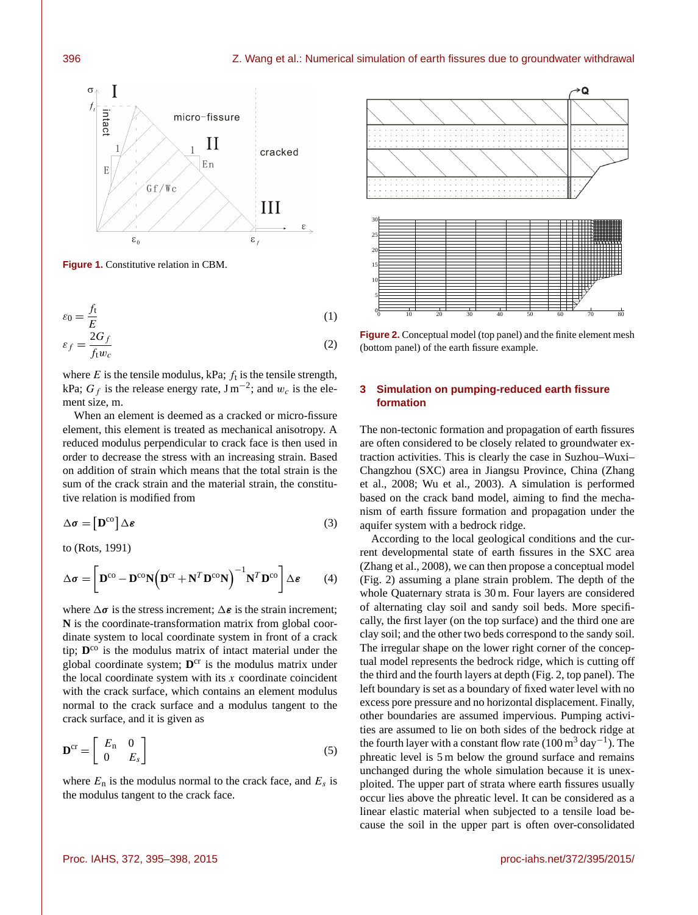**Figure 1.** Constitutive relation in CBM.

$$\varepsilon_0 = \frac{f_t}{E} \tag{1}$$

$$\varepsilon_f = \frac{2G_f}{f_t w_c} \tag{2}$$

where $E$ is the tensile modulus, kPa; $f_t$ is the tensile strength, kPa; $G_f$ is the release energy rate, $\mathrm{J\,m^{-2}}$; and $w_c$ is the element size, m.

When an element is deemed as a cracked or micro-fissure element, this element is treated as mechanical anisotropy. A reduced modulus perpendicular to crack face is then used in order to decrease the stress with an increasing strain. Based on addition of strain which means that the total strain is the sum of the crack strain and the material strain, the constitutive relation is modified from

$$\Delta\boldsymbol{\sigma} = \left[\mathbf{D}^{\mathrm{co}}\right]\Delta\boldsymbol{\varepsilon} \tag{3}$$

to (Rots, 1991)

$$\Delta\boldsymbol{\sigma} = \left[\mathbf{D}^{\mathrm{co}} - \mathbf{D}^{\mathrm{co}}\mathbf{N}\left(\mathbf{D}^{\mathrm{cr}} + \mathbf{N}^{T}\mathbf{D}^{\mathrm{co}}\mathbf{N}\right)^{-1}\mathbf{N}^{T}\mathbf{D}^{\mathrm{co}}\right]\Delta\boldsymbol{\varepsilon} \tag{4}$$

where $\Delta\boldsymbol{\sigma}$ is the stress increment; $\Delta\boldsymbol{\varepsilon}$ is the strain increment; $\mathbf{N}$ is the coordinate-transformation matrix from global coordinate system to local coordinate system in front of a crack tip; $\mathbf{D}^{\mathrm{co}}$ is the modulus matrix of intact material under the global coordinate system; $\mathbf{D}^{\mathrm{cr}}$ is the modulus matrix under the local coordinate system with its $x$ coordinate coincident with the crack surface, which contains an element modulus normal to the crack surface and a modulus tangent to the crack surface, and it is given as

$$\mathbf{D}^{\mathrm{cr}} = \begin{bmatrix} E_n & 0 \\ 0 & E_s \end{bmatrix} \tag{5}$$

where $E_n$ is the modulus normal to the crack face, and $E_s$ is the modulus tangent to the crack face.

**Figure 2.** Conceptual model (top panel) and the finite element mesh (bottom panel) of the earth fissure example.

## 3 Simulation on pumping-reduced earth fissure formation

The non-tectonic formation and propagation of earth fissures are often considered to be closely related to groundwater extraction activities. This is clearly the case in Suzhou–Wuxi–Changzhou (SXC) area in Jiangsu Province, China (Zhang et al., 2008; Wu et al., 2003). A simulation is performed based on the crack band model, aiming to find the mechanism of earth fissure formation and propagation under the aquifer system with a bedrock ridge.

According to the local geological conditions and the current developmental state of earth fissures in the SXC area (Zhang et al., 2008), we can then propose a conceptual model (Fig. 2) assuming a plane strain problem. The depth of the whole Quaternary strata is 30 m. Four layers are considered of alternating clay soil and sandy soil beds. More specifically, the first layer (on the top surface) and the third one are clay soil; and the other two beds correspond to the sandy soil. The irregular shape on the lower right corner of the conceptual model represents the bedrock ridge, which is cutting off the third and the fourth layers at depth (Fig. 2, top panel). The left boundary is set as a boundary of fixed water level with no excess pore pressure and no horizontal displacement. Finally, other boundaries are assumed impervious. Pumping activities are assumed to lie on both sides of the bedrock ridge at the fourth layer with a constant flow rate ($100\,\mathrm{m^3\,day^{-1}}$). The phreatic level is 5 m below the ground surface and remains unchanged during the whole simulation because it is unexploited. The upper part of strata where earth fissures usually occur lies above the phreatic level. It can be considered as a linear elastic material when subjected to a tensile load because the soil in the upper part is often over-consolidated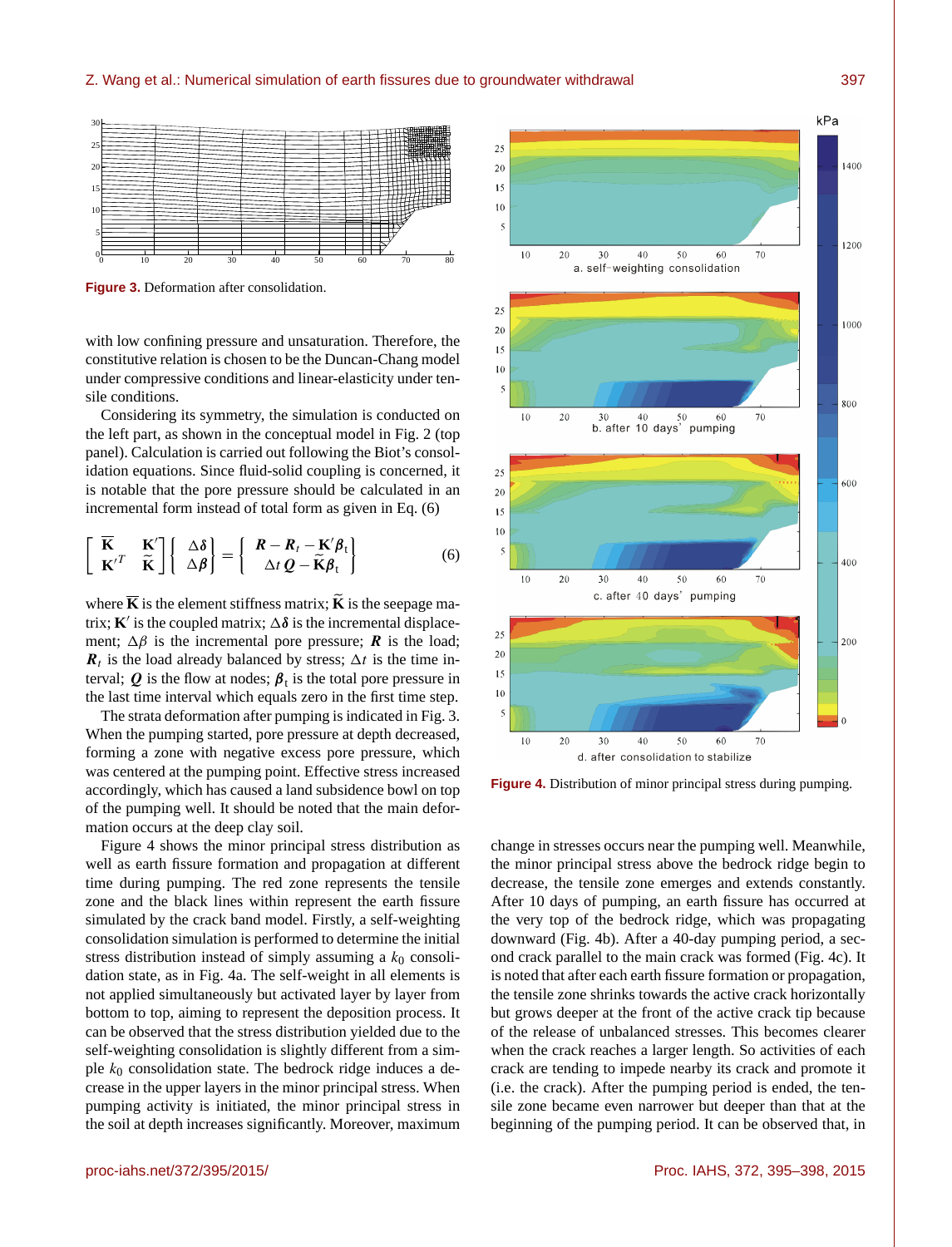**Figure 3.** Deformation after consolidation.

with low confining pressure and unsaturation. Therefore, the constitutive relation is chosen to be the Duncan-Chang model under compressive conditions and linear-elasticity under tensile conditions.

Considering its symmetry, the simulation is conducted on the left part, as shown in the conceptual model in Fig. 2 (top panel). Calculation is carried out following the Biot's consolidation equations. Since fluid-solid coupling is concerned, it is notable that the pore pressure should be calculated in an incremental form instead of total form as given in Eq. (6)

$$\begin{bmatrix} \overline{\mathbf{K}} & \mathbf{K}' \\ \mathbf{K}'^{T} & \widetilde{\mathbf{K}} \end{bmatrix} \begin{Bmatrix} \Delta\boldsymbol{\delta} \\ \Delta\boldsymbol{\beta} \end{Bmatrix} = \begin{Bmatrix} \boldsymbol{R} - \boldsymbol{R}_t - \mathbf{K}'\boldsymbol{\beta}_{\mathrm{t}} \\ \Delta t\, \boldsymbol{Q} - \widetilde{\mathbf{K}}\boldsymbol{\beta}_{\mathrm{t}} \end{Bmatrix} \tag{6}$$

where $\overline{\mathbf{K}}$ is the element stiffness matrix; $\widetilde{\mathbf{K}}$ is the seepage matrix; $\mathbf{K}'$ is the coupled matrix; $\Delta\boldsymbol{\delta}$ is the incremental displacement; $\Delta\beta$ is the incremental pore pressure; $\boldsymbol{R}$ is the load; $\boldsymbol{R}_t$ is the load already balanced by stress; $\Delta t$ is the time interval; $\boldsymbol{Q}$ is the flow at nodes; $\boldsymbol{\beta}_{\mathrm{t}}$ is the total pore pressure in the last time interval which equals zero in the first time step.

The strata deformation after pumping is indicated in Fig. 3. When the pumping started, pore pressure at depth decreased, forming a zone with negative excess pore pressure, which was centered at the pumping point. Effective stress increased accordingly, which has caused a land subsidence bowl on top of the pumping well. It should be noted that the main deformation occurs at the deep clay soil.

Figure 4 shows the minor principal stress distribution as well as earth fissure formation and propagation at different time during pumping. The red zone represents the tensile zone and the black lines within represent the earth fissure simulated by the crack band model. Firstly, a self-weighting consolidation simulation is performed to determine the initial stress distribution instead of simply assuming a $k_0$ consolidation state, as in Fig. 4a. The self-weight in all elements is not applied simultaneously but activated layer by layer from bottom to top, aiming to represent the deposition process. It can be observed that the stress distribution yielded due to the self-weighting consolidation is slightly different from a simple $k_0$ consolidation state. The bedrock ridge induces a decrease in the upper layers in the minor principal stress. When pumping activity is initiated, the minor principal stress in the soil at depth increases significantly. Moreover, maximum

**Figure 4.** Distribution of minor principal stress during pumping.

change in stresses occurs near the pumping well. Meanwhile, the minor principal stress above the bedrock ridge begin to decrease, the tensile zone emerges and extends constantly. After 10 days of pumping, an earth fissure has occurred at the very top of the bedrock ridge, which was propagating downward (Fig. 4b). After a 40-day pumping period, a second crack parallel to the main crack was formed (Fig. 4c). It is noted that after each earth fissure formation or propagation, the tensile zone shrinks towards the active crack horizontally but grows deeper at the front of the active crack tip because of the release of unbalanced stresses. This becomes clearer when the crack reaches a larger length. So activities of each crack are tending to impede nearby its crack and promote it (i.e. the crack). After the pumping period is ended, the tensile zone became even narrower but deeper than that at the beginning of the pumping period. It can be observed that, in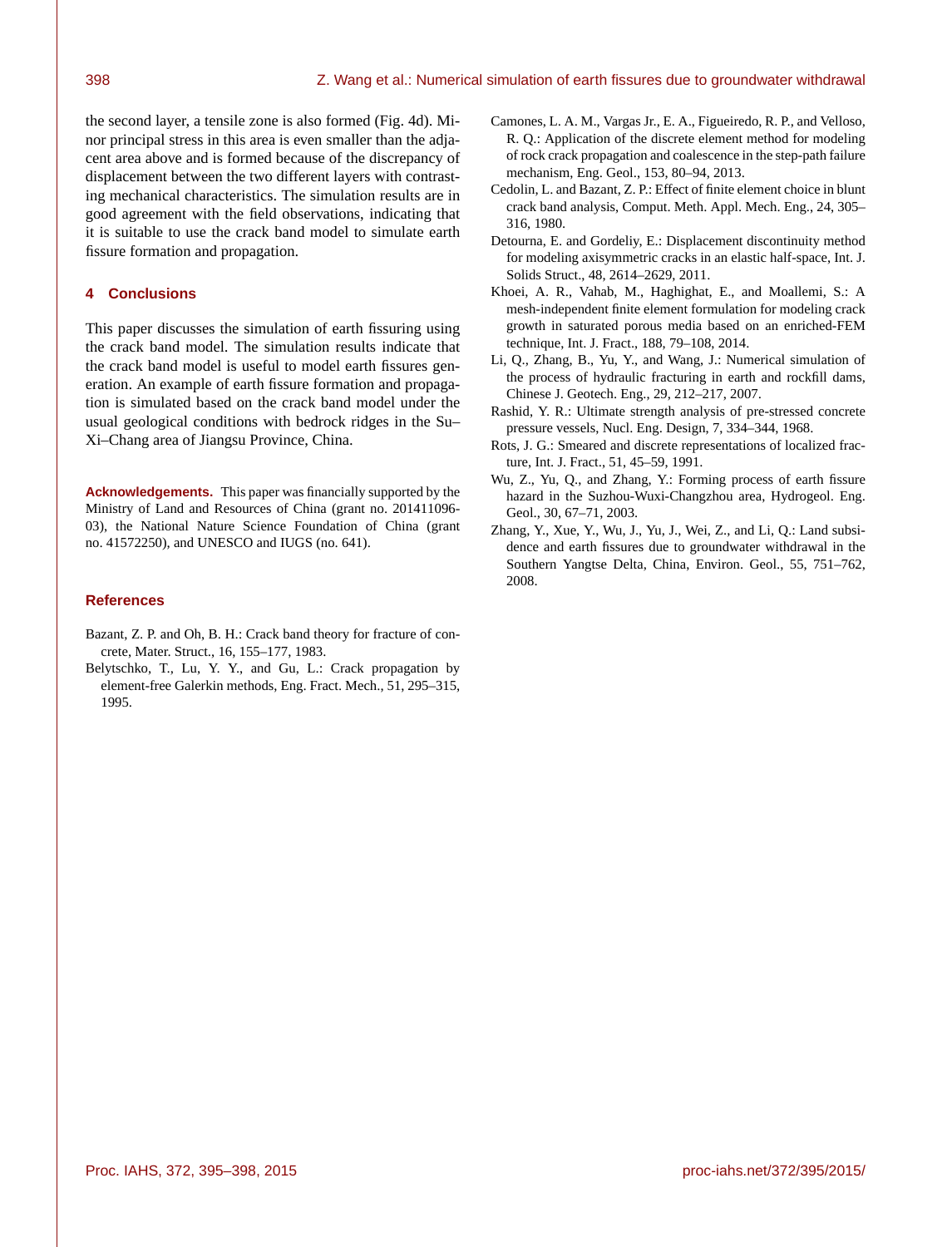the second layer, a tensile zone is also formed (Fig. 4d). Minor principal stress in this area is even smaller than the adjacent area above and is formed because of the discrepancy of displacement between the two different layers with contrasting mechanical characteristics. The simulation results are in good agreement with the field observations, indicating that it is suitable to use the crack band model to simulate earth fissure formation and propagation.

## 4 Conclusions

This paper discusses the simulation of earth fissuring using the crack band model. The simulation results indicate that the crack band model is useful to model earth fissures generation. An example of earth fissure formation and propagation is simulated based on the crack band model under the usual geological conditions with bedrock ridges in the Su–Xi–Chang area of Jiangsu Province, China.

**Acknowledgements.** This paper was financially supported by the Ministry of Land and Resources of China (grant no. 201411096-03), the National Nature Science Foundation of China (grant no. 41572250), and UNESCO and IUGS (no. 641).

## References

Bazant, Z. P. and Oh, B. H.: Crack band theory for fracture of concrete, Mater. Struct., 16, 155–177, 1983.

Belytschko, T., Lu, Y. Y., and Gu, L.: Crack propagation by element-free Galerkin methods, Eng. Fract. Mech., 51, 295–315, 1995.

Camones, L. A. M., Vargas Jr., E. A., Figueiredo, R. P., and Velloso, R. Q.: Application of the discrete element method for modeling of rock crack propagation and coalescence in the step-path failure mechanism, Eng. Geol., 153, 80–94, 2013.

Cedolin, L. and Bazant, Z. P.: Effect of finite element choice in blunt crack band analysis, Comput. Meth. Appl. Mech. Eng., 24, 305–316, 1980.

Detourna, E. and Gordeliy, E.: Displacement discontinuity method for modeling axisymmetric cracks in an elastic half-space, Int. J. Solids Struct., 48, 2614–2629, 2011.

Khoei, A. R., Vahab, M., Haghighat, E., and Moallemi, S.: A mesh-independent finite element formulation for modeling crack growth in saturated porous media based on an enriched-FEM technique, Int. J. Fract., 188, 79–108, 2014.

Li, Q., Zhang, B., Yu, Y., and Wang, J.: Numerical simulation of the process of hydraulic fracturing in earth and rockfill dams, Chinese J. Geotech. Eng., 29, 212–217, 2007.

Rashid, Y. R.: Ultimate strength analysis of pre-stressed concrete pressure vessels, Nucl. Eng. Design, 7, 334–344, 1968.

Rots, J. G.: Smeared and discrete representations of localized fracture, Int. J. Fract., 51, 45–59, 1991.

Wu, Z., Yu, Q., and Zhang, Y.: Forming process of earth fissure hazard in the Suzhou-Wuxi-Changzhou area, Hydrogeol. Eng. Geol., 30, 67–71, 2003.

Zhang, Y., Xue, Y., Wu, J., Yu, J., Wei, Z., and Li, Q.: Land subsidence and earth fissures due to groundwater withdrawal in the Southern Yangtse Delta, China, Environ. Geol., 55, 751–762, 2008.